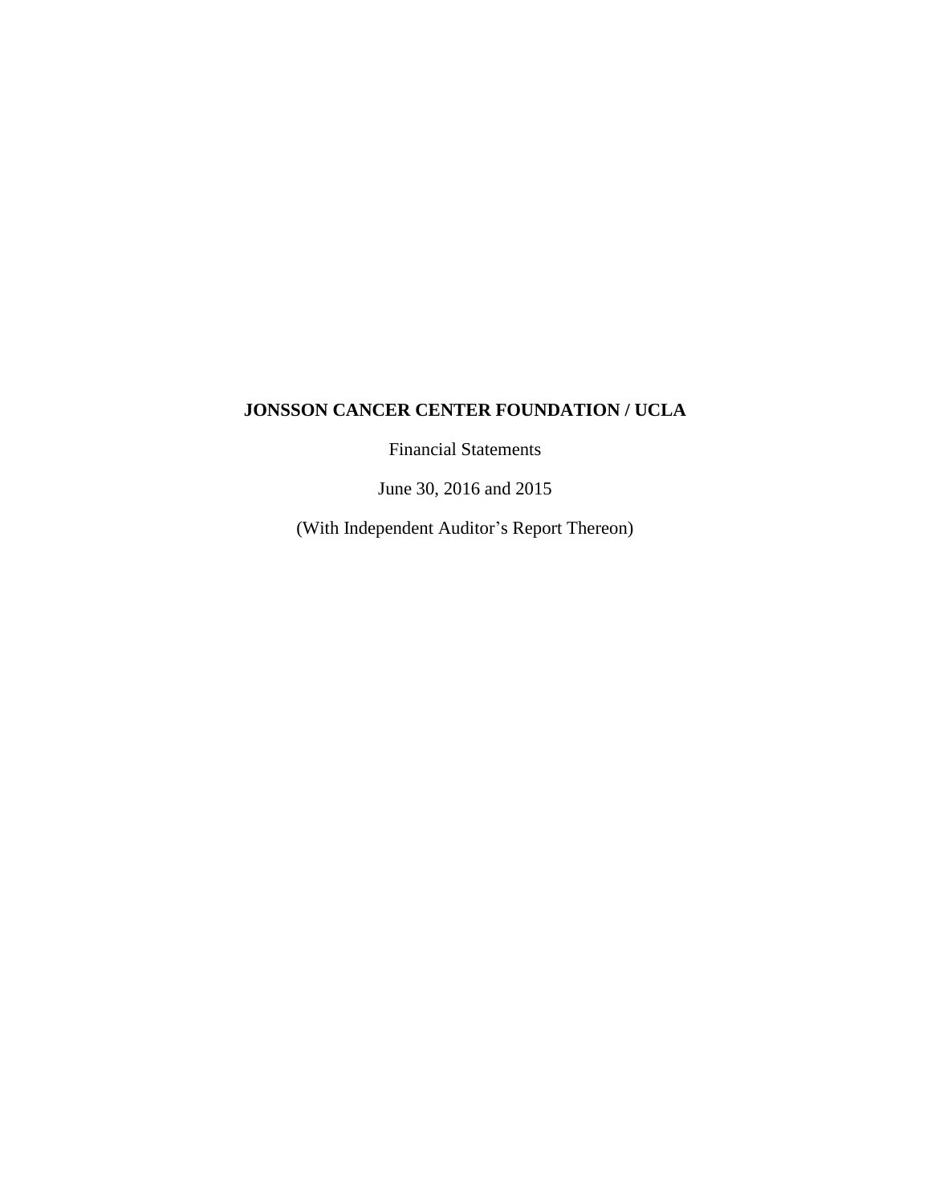# JONSSON CANCER CENTER FOUNDATION / UCLA

Financial Statements

June 30, 2016 and 2015

(With Independent Auditor's Report Thereon)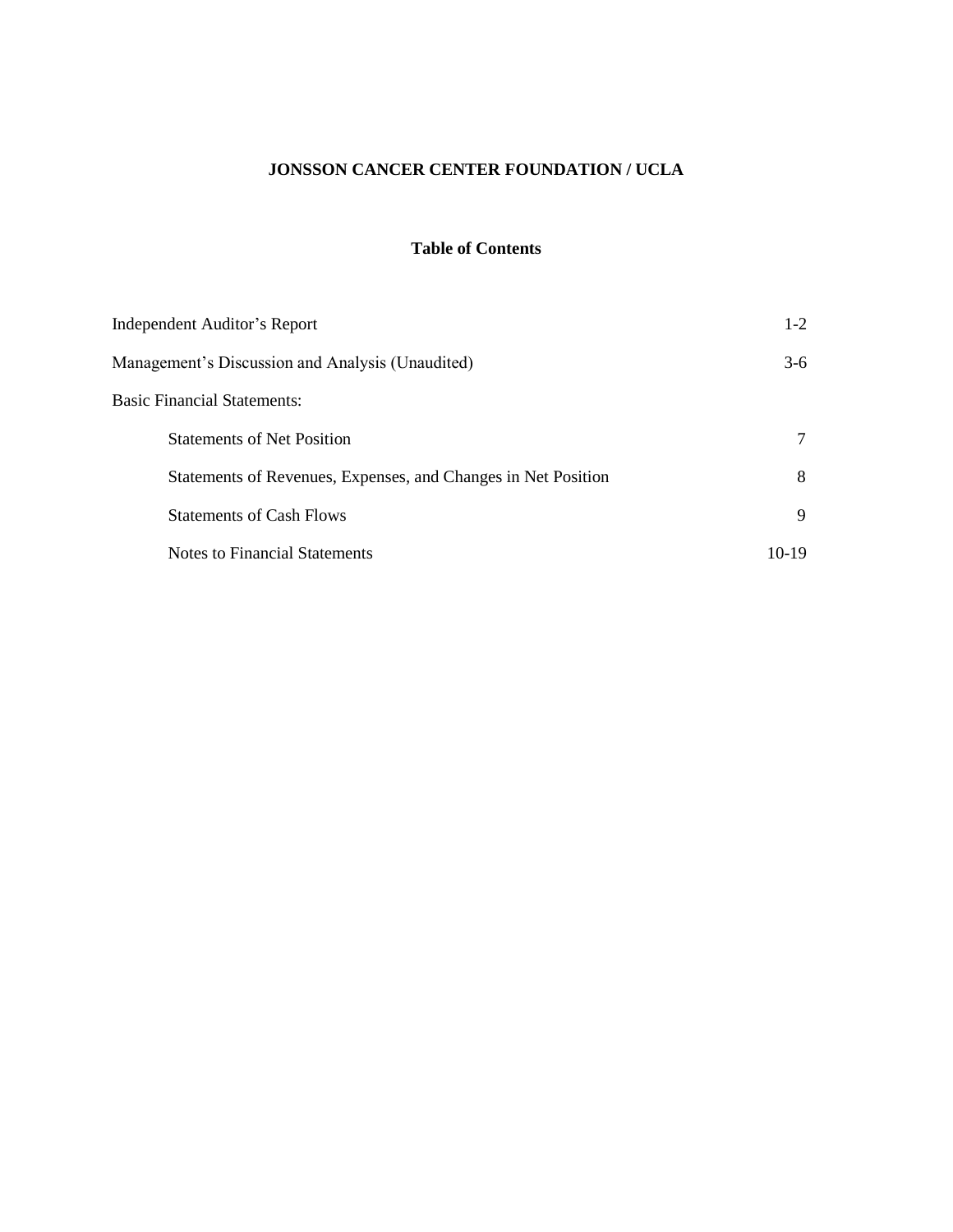# JONSSON CANCER CENTER FOUNDATION / UCLA

## Table of Contents

| | |
|---|---|
| Independent Auditor's Report | 1-2 |
| Management's Discussion and Analysis (Unaudited) | 3-6 |
| Basic Financial Statements: | |
| Statements of Net Position | 7 |
| Statements of Revenues, Expenses, and Changes in Net Position | 8 |
| Statements of Cash Flows | 9 |
| Notes to Financial Statements | 10-19 |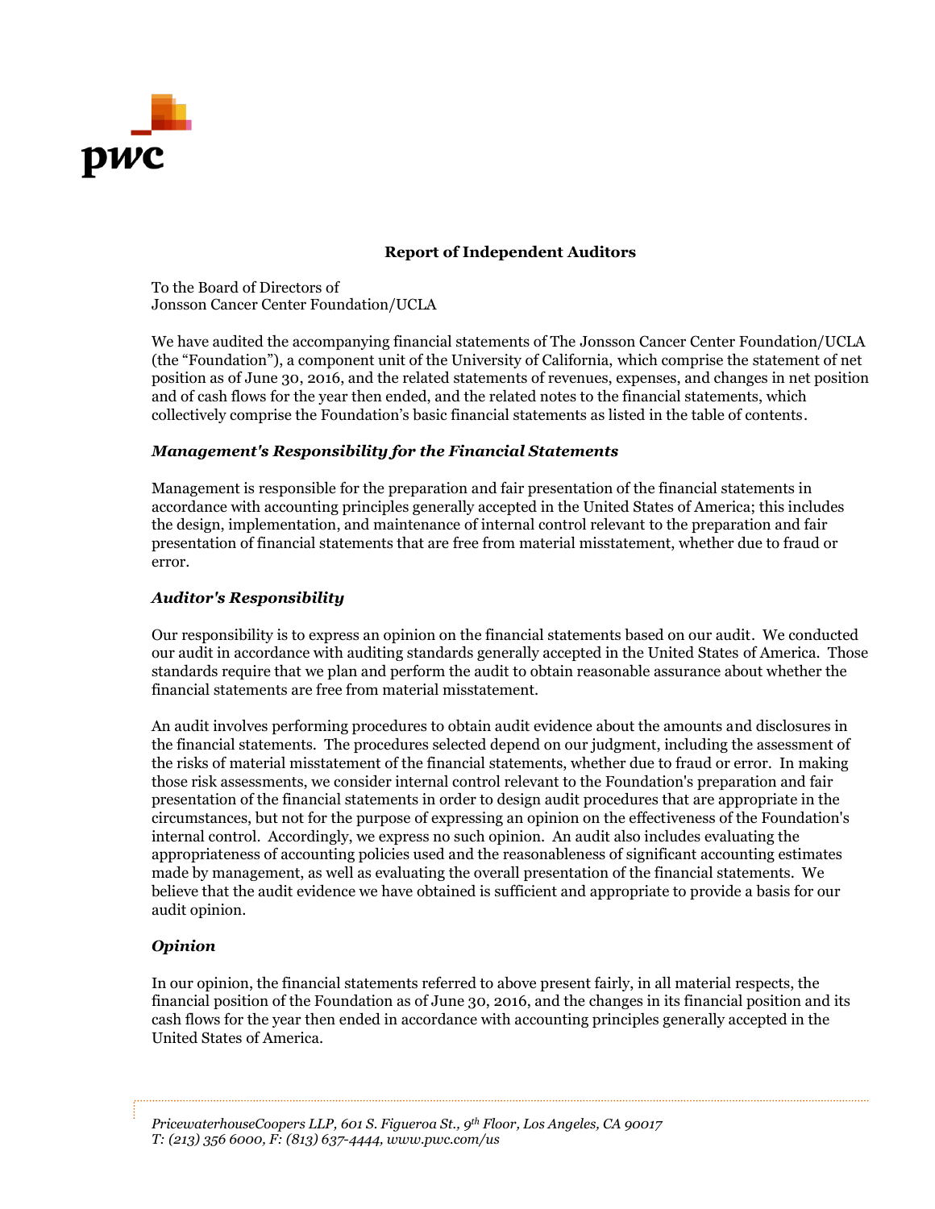**Report of Independent Auditors**

To the Board of Directors of
Jonsson Cancer Center Foundation/UCLA

We have audited the accompanying financial statements of The Jonsson Cancer Center Foundation/UCLA (the "Foundation"), a component unit of the University of California, which comprise the statement of net position as of June 30, 2016, and the related statements of revenues, expenses, and changes in net position and of cash flows for the year then ended, and the related notes to the financial statements, which collectively comprise the Foundation's basic financial statements as listed in the table of contents.

### *Management's Responsibility for the Financial Statements*

Management is responsible for the preparation and fair presentation of the financial statements in accordance with accounting principles generally accepted in the United States of America; this includes the design, implementation, and maintenance of internal control relevant to the preparation and fair presentation of financial statements that are free from material misstatement, whether due to fraud or error.

### *Auditor's Responsibility*

Our responsibility is to express an opinion on the financial statements based on our audit. We conducted our audit in accordance with auditing standards generally accepted in the United States of America. Those standards require that we plan and perform the audit to obtain reasonable assurance about whether the financial statements are free from material misstatement.

An audit involves performing procedures to obtain audit evidence about the amounts and disclosures in the financial statements. The procedures selected depend on our judgment, including the assessment of the risks of material misstatement of the financial statements, whether due to fraud or error. In making those risk assessments, we consider internal control relevant to the Foundation's preparation and fair presentation of the financial statements in order to design audit procedures that are appropriate in the circumstances, but not for the purpose of expressing an opinion on the effectiveness of the Foundation's internal control. Accordingly, we express no such opinion. An audit also includes evaluating the appropriateness of accounting policies used and the reasonableness of significant accounting estimates made by management, as well as evaluating the overall presentation of the financial statements. We believe that the audit evidence we have obtained is sufficient and appropriate to provide a basis for our audit opinion.

### *Opinion*

In our opinion, the financial statements referred to above present fairly, in all material respects, the financial position of the Foundation as of June 30, 2016, and the changes in its financial position and its cash flows for the year then ended in accordance with accounting principles generally accepted in the United States of America.

*PricewaterhouseCoopers LLP, 601 S. Figueroa St., 9th Floor, Los Angeles, CA 90017*
*T: (213) 356 6000, F: (813) 637-4444, www.pwc.com/us*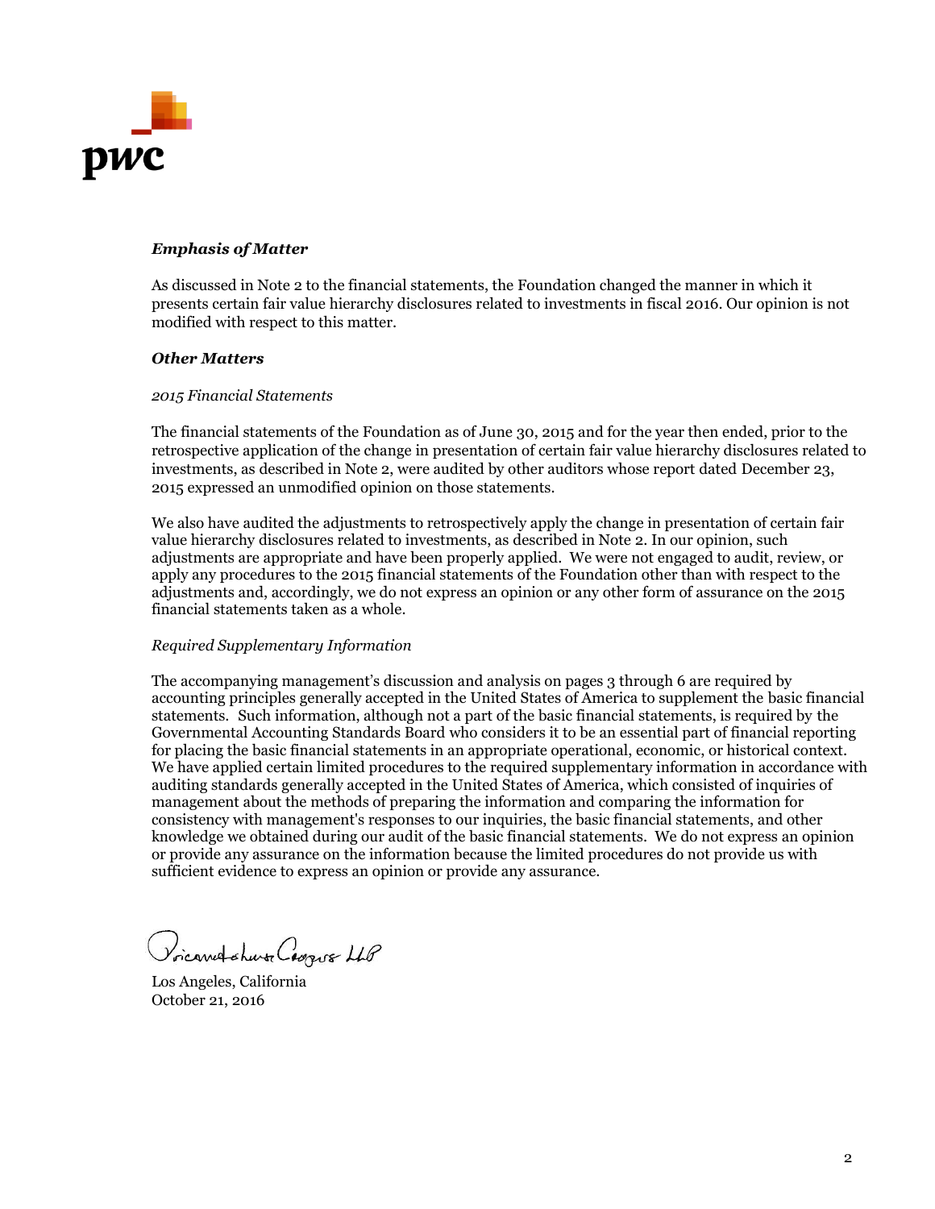### *Emphasis of Matter*

As discussed in Note 2 to the financial statements, the Foundation changed the manner in which it presents certain fair value hierarchy disclosures related to investments in fiscal 2016. Our opinion is not modified with respect to this matter.

### *Other Matters*

*2015 Financial Statements*

The financial statements of the Foundation as of June 30, 2015 and for the year then ended, prior to the retrospective application of the change in presentation of certain fair value hierarchy disclosures related to investments, as described in Note 2, were audited by other auditors whose report dated December 23, 2015 expressed an unmodified opinion on those statements.

We also have audited the adjustments to retrospectively apply the change in presentation of certain fair value hierarchy disclosures related to investments, as described in Note 2. In our opinion, such adjustments are appropriate and have been properly applied. We were not engaged to audit, review, or apply any procedures to the 2015 financial statements of the Foundation other than with respect to the adjustments and, accordingly, we do not express an opinion or any other form of assurance on the 2015 financial statements taken as a whole.

*Required Supplementary Information*

The accompanying management's discussion and analysis on pages 3 through 6 are required by accounting principles generally accepted in the United States of America to supplement the basic financial statements. Such information, although not a part of the basic financial statements, is required by the Governmental Accounting Standards Board who considers it to be an essential part of financial reporting for placing the basic financial statements in an appropriate operational, economic, or historical context. We have applied certain limited procedures to the required supplementary information in accordance with auditing standards generally accepted in the United States of America, which consisted of inquiries of management about the methods of preparing the information and comparing the information for consistency with management's responses to our inquiries, the basic financial statements, and other knowledge we obtained during our audit of the basic financial statements. We do not express an opinion or provide any assurance on the information because the limited procedures do not provide us with sufficient evidence to express an opinion or provide any assurance.

PricewaterhouseCoopers LLP

Los Angeles, California
October 21, 2016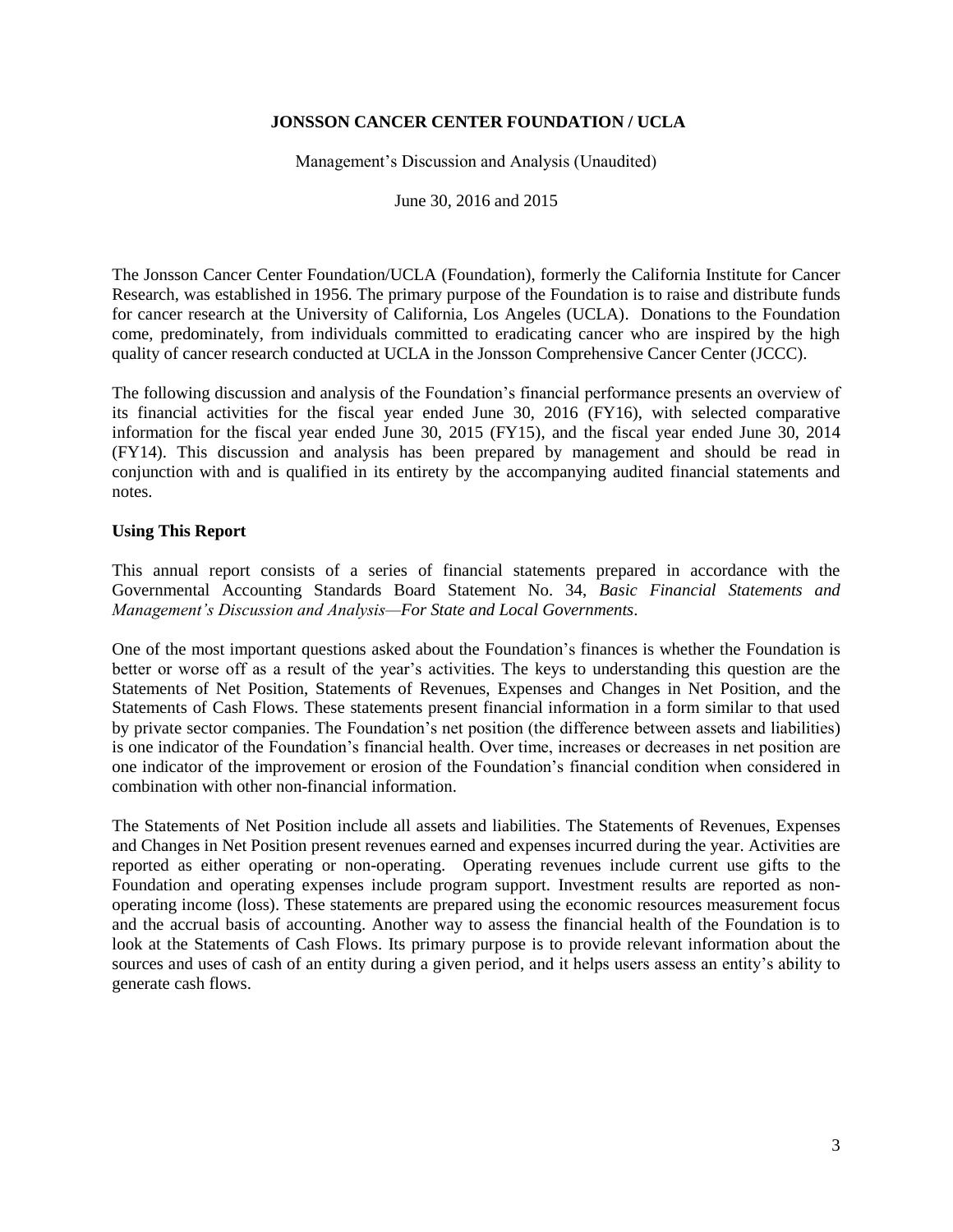**JONSSON CANCER CENTER FOUNDATION / UCLA**

Management's Discussion and Analysis (Unaudited)

June 30, 2016 and 2015

The Jonsson Cancer Center Foundation/UCLA (Foundation), formerly the California Institute for Cancer Research, was established in 1956. The primary purpose of the Foundation is to raise and distribute funds for cancer research at the University of California, Los Angeles (UCLA). Donations to the Foundation come, predominately, from individuals committed to eradicating cancer who are inspired by the high quality of cancer research conducted at UCLA in the Jonsson Comprehensive Cancer Center (JCCC).

The following discussion and analysis of the Foundation's financial performance presents an overview of its financial activities for the fiscal year ended June 30, 2016 (FY16), with selected comparative information for the fiscal year ended June 30, 2015 (FY15), and the fiscal year ended June 30, 2014 (FY14). This discussion and analysis has been prepared by management and should be read in conjunction with and is qualified in its entirety by the accompanying audited financial statements and notes.

**Using This Report**

This annual report consists of a series of financial statements prepared in accordance with the Governmental Accounting Standards Board Statement No. 34, *Basic Financial Statements and Management's Discussion and Analysis—For State and Local Governments*.

One of the most important questions asked about the Foundation's finances is whether the Foundation is better or worse off as a result of the year's activities. The keys to understanding this question are the Statements of Net Position, Statements of Revenues, Expenses and Changes in Net Position, and the Statements of Cash Flows. These statements present financial information in a form similar to that used by private sector companies. The Foundation's net position (the difference between assets and liabilities) is one indicator of the Foundation's financial health. Over time, increases or decreases in net position are one indicator of the improvement or erosion of the Foundation's financial condition when considered in combination with other non-financial information.

The Statements of Net Position include all assets and liabilities. The Statements of Revenues, Expenses and Changes in Net Position present revenues earned and expenses incurred during the year. Activities are reported as either operating or non-operating. Operating revenues include current use gifts to the Foundation and operating expenses include program support. Investment results are reported as non-operating income (loss). These statements are prepared using the economic resources measurement focus and the accrual basis of accounting. Another way to assess the financial health of the Foundation is to look at the Statements of Cash Flows. Its primary purpose is to provide relevant information about the sources and uses of cash of an entity during a given period, and it helps users assess an entity's ability to generate cash flows.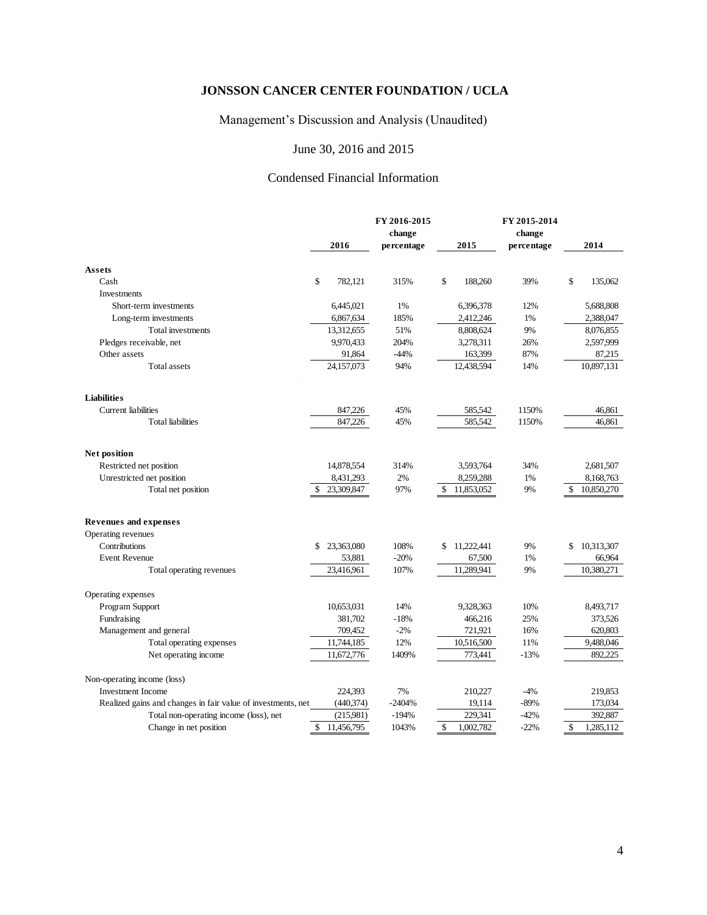# JONSSON CANCER CENTER FOUNDATION / UCLA

Management's Discussion and Analysis (Unaudited)

June 30, 2016 and 2015

Condensed Financial Information

| | 2016 | FY 2016-2015 change percentage | 2015 | FY 2015-2014 change percentage | 2014 |
|---|---|---|---|---|---|
| **Assets** | | | | | |
| Cash | $ 782,121 | 315% | $ 188,260 | 39% | $ 135,062 |
| Investments | | | | | |
| Short-term investments | 6,445,021 | 1% | 6,396,378 | 12% | 5,688,808 |
| Long-term investments | 6,867,634 | 185% | 2,412,246 | 1% | 2,388,047 |
| Total investments | 13,312,655 | 51% | 8,808,624 | 9% | 8,076,855 |
| Pledges receivable, net | 9,970,433 | 204% | 3,278,311 | 26% | 2,597,999 |
| Other assets | 91,864 | -44% | 163,399 | 87% | 87,215 |
| Total assets | 24,157,073 | 94% | 12,438,594 | 14% | 10,897,131 |
| **Liabilities** | | | | | |
| Current liabilities | 847,226 | 45% | 585,542 | 1150% | 46,861 |
| Total liabilities | 847,226 | 45% | 585,542 | 1150% | 46,861 |
| **Net position** | | | | | |
| Restricted net position | 14,878,554 | 314% | 3,593,764 | 34% | 2,681,507 |
| Unrestricted net position | 8,431,293 | 2% | 8,259,288 | 1% | 8,168,763 |
| Total net position | $ 23,309,847 | 97% | $ 11,853,052 | 9% | $ 10,850,270 |
| **Revenues and expenses** | | | | | |
| Operating revenues | | | | | |
| Contributions | $ 23,363,080 | 108% | $ 11,222,441 | 9% | $ 10,313,307 |
| Event Revenue | 53,881 | -20% | 67,500 | 1% | 66,964 |
| Total operating revenues | 23,416,961 | 107% | 11,289,941 | 9% | 10,380,271 |
| Operating expenses | | | | | |
| Program Support | 10,653,031 | 14% | 9,328,363 | 10% | 8,493,717 |
| Fundraising | 381,702 | -18% | 466,216 | 25% | 373,526 |
| Management and general | 709,452 | -2% | 721,921 | 16% | 620,803 |
| Total operating expenses | 11,744,185 | 12% | 10,516,500 | 11% | 9,488,046 |
| Net operating income | 11,672,776 | 1409% | 773,441 | -13% | 892,225 |
| Non-operating income (loss) | | | | | |
| Investment Income | 224,393 | 7% | 210,227 | -4% | 219,853 |
| Realized gains and changes in fair value of investments, net | (440,374) | -2404% | 19,114 | -89% | 173,034 |
| Total non-operating income (loss), net | (215,981) | -194% | 229,341 | -42% | 392,887 |
| Change in net position | $ 11,456,795 | 1043% | $ 1,002,782 | -22% | $ 1,285,112 |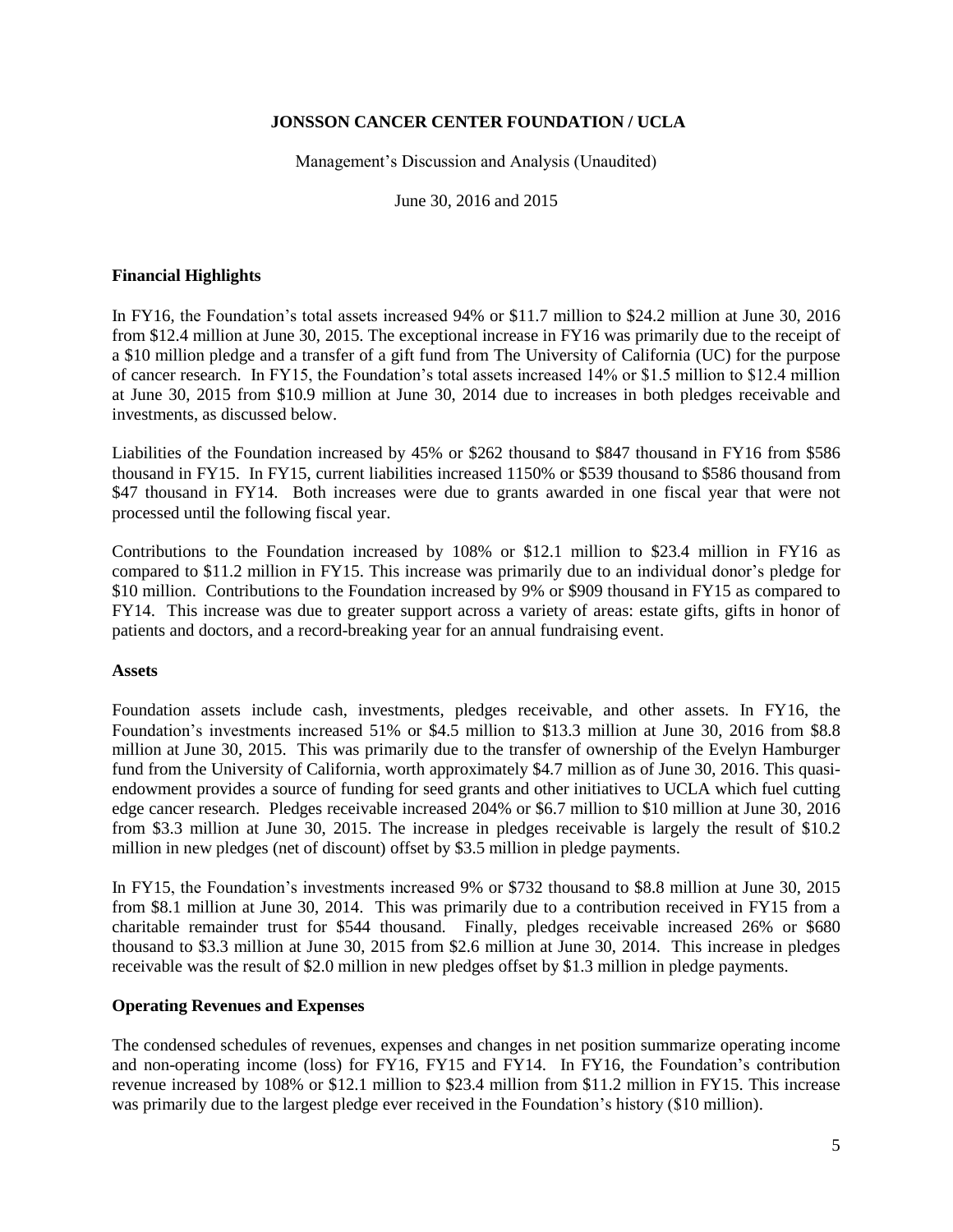# JONSSON CANCER CENTER FOUNDATION / UCLA

Management's Discussion and Analysis (Unaudited)

June 30, 2016 and 2015

## Financial Highlights

In FY16, the Foundation's total assets increased 94% or $11.7 million to $24.2 million at June 30, 2016 from $12.4 million at June 30, 2015. The exceptional increase in FY16 was primarily due to the receipt of a $10 million pledge and a transfer of a gift fund from The University of California (UC) for the purpose of cancer research. In FY15, the Foundation's total assets increased 14% or $1.5 million to $12.4 million at June 30, 2015 from $10.9 million at June 30, 2014 due to increases in both pledges receivable and investments, as discussed below.

Liabilities of the Foundation increased by 45% or $262 thousand to $847 thousand in FY16 from $586 thousand in FY15. In FY15, current liabilities increased 1150% or $539 thousand to $586 thousand from $47 thousand in FY14. Both increases were due to grants awarded in one fiscal year that were not processed until the following fiscal year.

Contributions to the Foundation increased by 108% or $12.1 million to $23.4 million in FY16 as compared to $11.2 million in FY15. This increase was primarily due to an individual donor's pledge for $10 million. Contributions to the Foundation increased by 9% or $909 thousand in FY15 as compared to FY14. This increase was due to greater support across a variety of areas: estate gifts, gifts in honor of patients and doctors, and a record-breaking year for an annual fundraising event.

## Assets

Foundation assets include cash, investments, pledges receivable, and other assets. In FY16, the Foundation's investments increased 51% or $4.5 million to $13.3 million at June 30, 2016 from $8.8 million at June 30, 2015. This was primarily due to the transfer of ownership of the Evelyn Hamburger fund from the University of California, worth approximately $4.7 million as of June 30, 2016. This quasi-endowment provides a source of funding for seed grants and other initiatives to UCLA which fuel cutting edge cancer research. Pledges receivable increased 204% or $6.7 million to $10 million at June 30, 2016 from $3.3 million at June 30, 2015. The increase in pledges receivable is largely the result of $10.2 million in new pledges (net of discount) offset by $3.5 million in pledge payments.

In FY15, the Foundation's investments increased 9% or $732 thousand to $8.8 million at June 30, 2015 from $8.1 million at June 30, 2014. This was primarily due to a contribution received in FY15 from a charitable remainder trust for $544 thousand. Finally, pledges receivable increased 26% or $680 thousand to $3.3 million at June 30, 2015 from $2.6 million at June 30, 2014. This increase in pledges receivable was the result of $2.0 million in new pledges offset by $1.3 million in pledge payments.

## Operating Revenues and Expenses

The condensed schedules of revenues, expenses and changes in net position summarize operating income and non-operating income (loss) for FY16, FY15 and FY14. In FY16, the Foundation's contribution revenue increased by 108% or $12.1 million to $23.4 million from $11.2 million in FY15. This increase was primarily due to the largest pledge ever received in the Foundation's history ($10 million).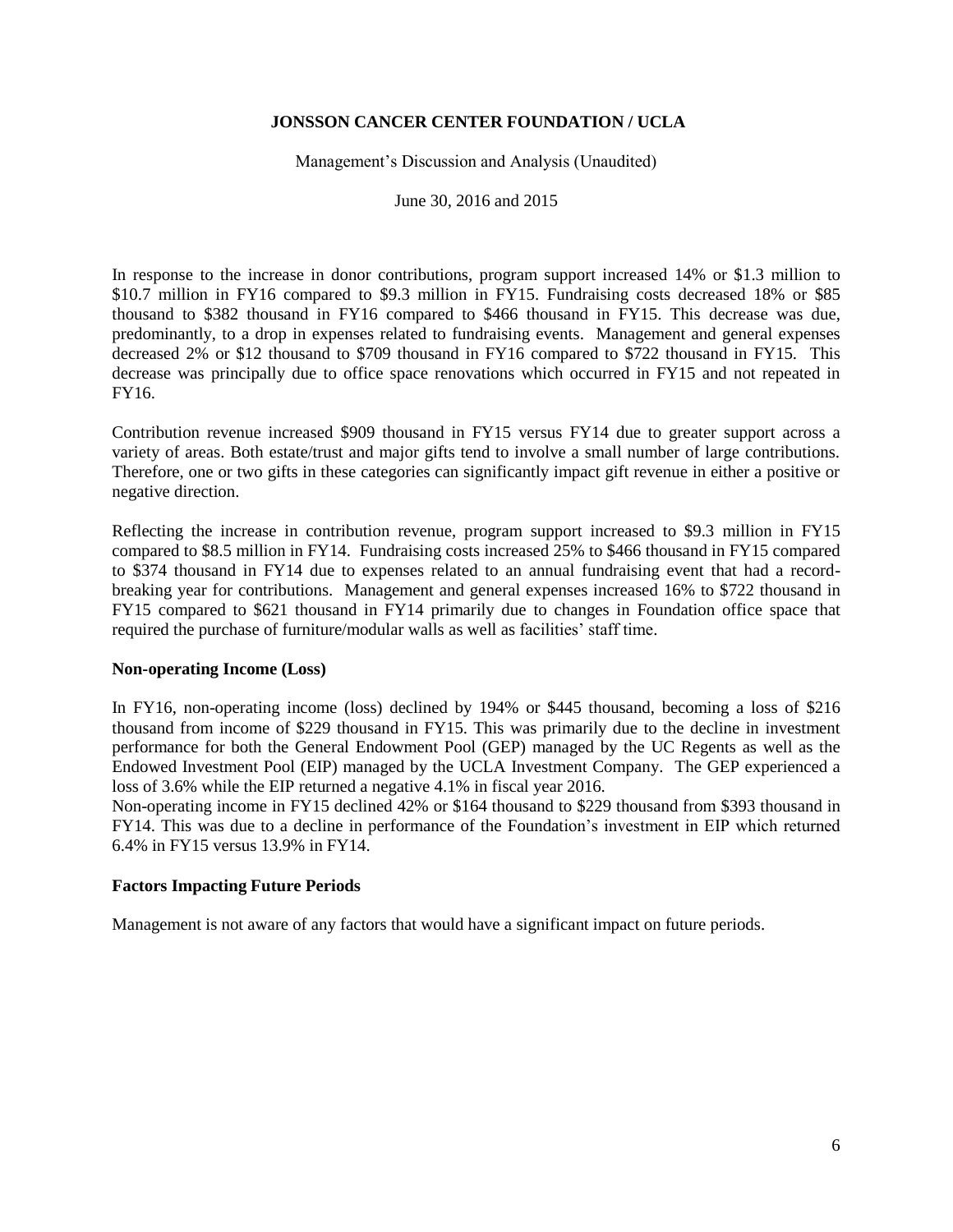In response to the increase in donor contributions, program support increased 14% or $1.3 million to $10.7 million in FY16 compared to $9.3 million in FY15. Fundraising costs decreased 18% or $85 thousand to $382 thousand in FY16 compared to $466 thousand in FY15. This decrease was due, predominantly, to a drop in expenses related to fundraising events. Management and general expenses decreased 2% or $12 thousand to $709 thousand in FY16 compared to $722 thousand in FY15. This decrease was principally due to office space renovations which occurred in FY15 and not repeated in FY16.

Contribution revenue increased $909 thousand in FY15 versus FY14 due to greater support across a variety of areas. Both estate/trust and major gifts tend to involve a small number of large contributions. Therefore, one or two gifts in these categories can significantly impact gift revenue in either a positive or negative direction.

Reflecting the increase in contribution revenue, program support increased to $9.3 million in FY15 compared to $8.5 million in FY14. Fundraising costs increased 25% to $466 thousand in FY15 compared to $374 thousand in FY14 due to expenses related to an annual fundraising event that had a record-breaking year for contributions. Management and general expenses increased 16% to $722 thousand in FY15 compared to $621 thousand in FY14 primarily due to changes in Foundation office space that required the purchase of furniture/modular walls as well as facilities' staff time.

**Non-operating Income (Loss)**

In FY16, non-operating income (loss) declined by 194% or $445 thousand, becoming a loss of $216 thousand from income of $229 thousand in FY15. This was primarily due to the decline in investment performance for both the General Endowment Pool (GEP) managed by the UC Regents as well as the Endowed Investment Pool (EIP) managed by the UCLA Investment Company. The GEP experienced a loss of 3.6% while the EIP returned a negative 4.1% in fiscal year 2016.

Non-operating income in FY15 declined 42% or $164 thousand to $229 thousand from $393 thousand in FY14. This was due to a decline in performance of the Foundation's investment in EIP which returned 6.4% in FY15 versus 13.9% in FY14.

**Factors Impacting Future Periods**

Management is not aware of any factors that would have a significant impact on future periods.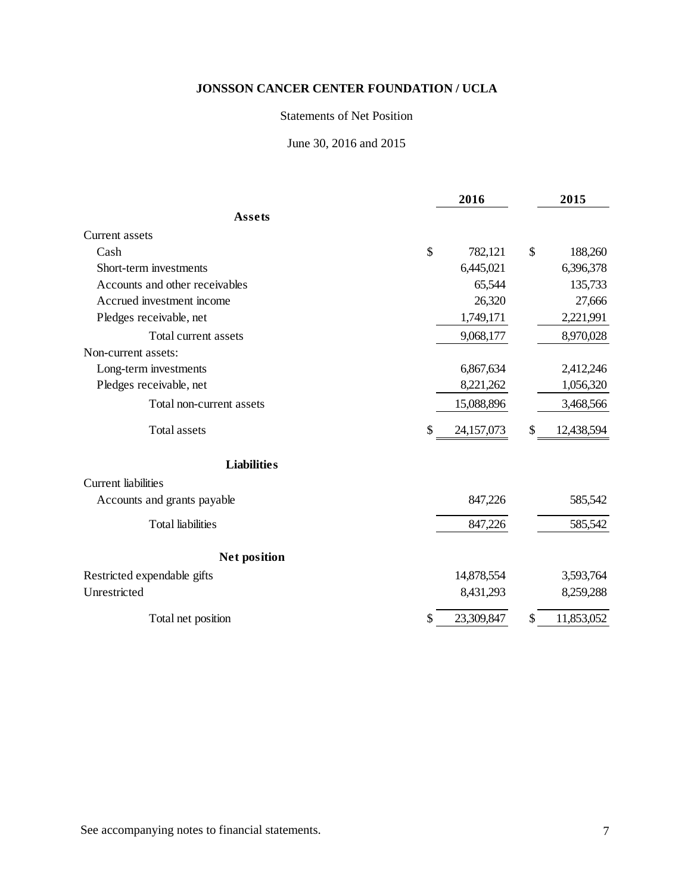**JONSSON CANCER CENTER FOUNDATION / UCLA**

Statements of Net Position

June 30, 2016 and 2015

| | 2016 | 2015 |
|---|---|---|
| **Assets** | | |
| Current assets | | |
| Cash | $ 782,121 | $ 188,260 |
| Short-term investments | 6,445,021 | 6,396,378 |
| Accounts and other receivables | 65,544 | 135,733 |
| Accrued investment income | 26,320 | 27,666 |
| Pledges receivable, net | 1,749,171 | 2,221,991 |
| Total current assets | 9,068,177 | 8,970,028 |
| Non-current assets: | | |
| Long-term investments | 6,867,634 | 2,412,246 |
| Pledges receivable, net | 8,221,262 | 1,056,320 |
| Total non-current assets | 15,088,896 | 3,468,566 |
| Total assets | $ 24,157,073 | $ 12,438,594 |
| **Liabilities** | | |
| Current liabilities | | |
| Accounts and grants payable | 847,226 | 585,542 |
| Total liabilities | 847,226 | 585,542 |
| **Net position** | | |
| Restricted expendable gifts | 14,878,554 | 3,593,764 |
| Unrestricted | 8,431,293 | 8,259,288 |
| Total net position | $ 23,309,847 | $ 11,853,052 |

See accompanying notes to financial statements.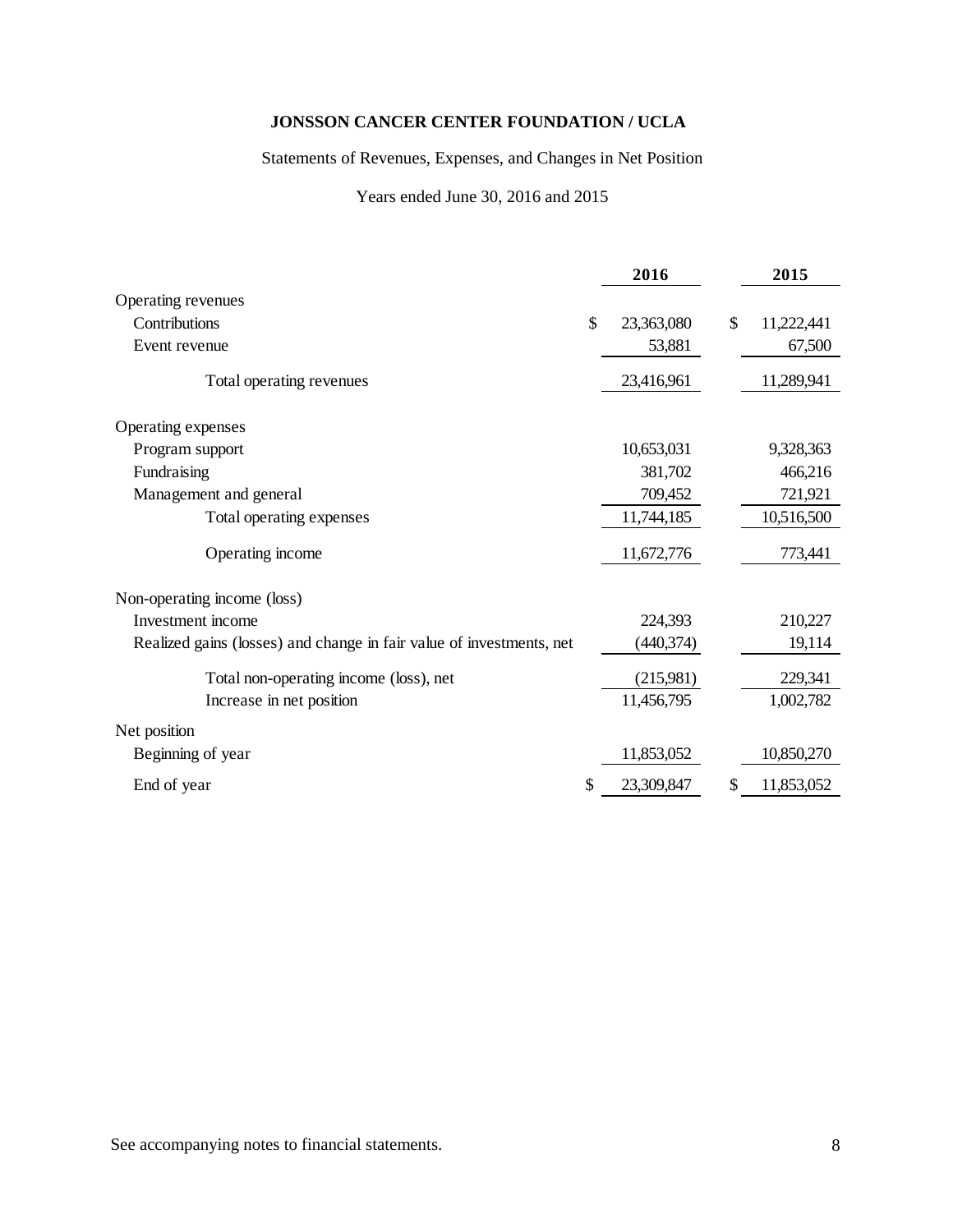# JONSSON CANCER CENTER FOUNDATION / UCLA

Statements of Revenues, Expenses, and Changes in Net Position

Years ended June 30, 2016 and 2015

| | 2016 | 2015 |
|---|---|---|
| Operating revenues | | |
| Contributions | $ 23,363,080 | $ 11,222,441 |
| Event revenue | 53,881 | 67,500 |
| Total operating revenues | 23,416,961 | 11,289,941 |
| Operating expenses | | |
| Program support | 10,653,031 | 9,328,363 |
| Fundraising | 381,702 | 466,216 |
| Management and general | 709,452 | 721,921 |
| Total operating expenses | 11,744,185 | 10,516,500 |
| Operating income | 11,672,776 | 773,441 |
| Non-operating income (loss) | | |
| Investment income | 224,393 | 210,227 |
| Realized gains (losses) and change in fair value of investments, net | (440,374) | 19,114 |
| Total non-operating income (loss), net | (215,981) | 229,341 |
| Increase in net position | 11,456,795 | 1,002,782 |
| Net position | | |
| Beginning of year | 11,853,052 | 10,850,270 |
| End of year | $ 23,309,847 | $ 11,853,052 |

See accompanying notes to financial statements.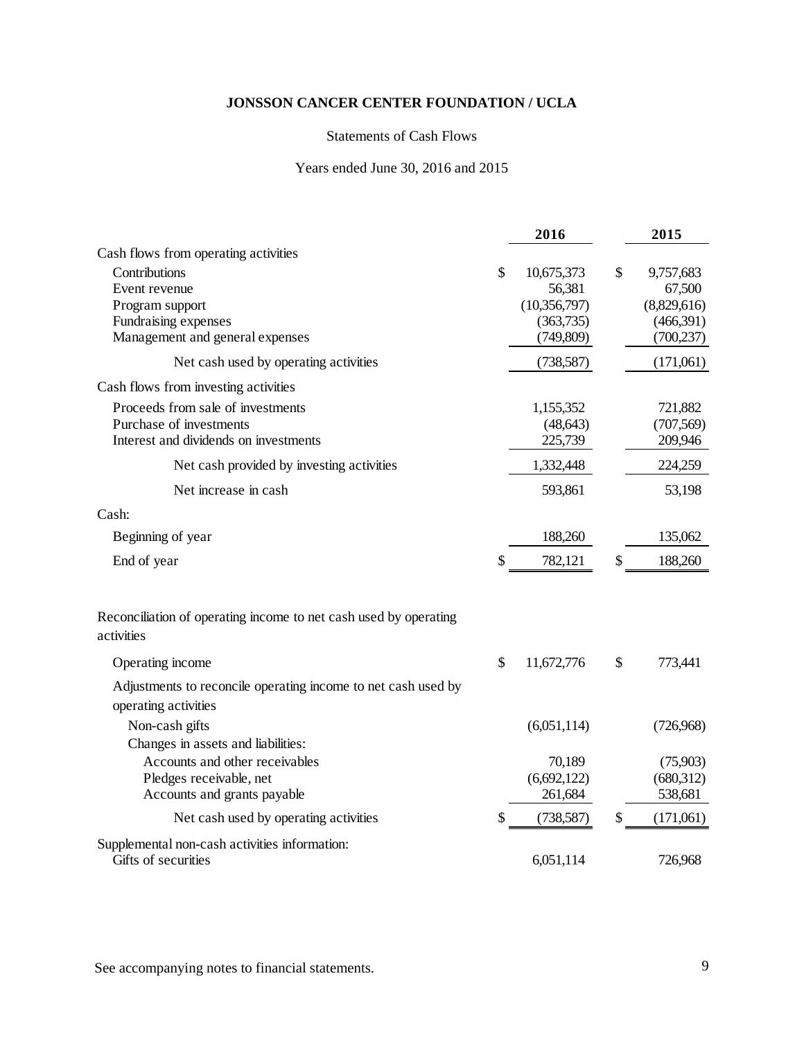# JONSSON CANCER CENTER FOUNDATION / UCLA

Statements of Cash Flows

Years ended June 30, 2016 and 2015

| | 2016 | 2015 |
|---|---|---|
| Cash flows from operating activities | | |
| Contributions | $ 10,675,373 | $ 9,757,683 |
| Event revenue | 56,381 | 67,500 |
| Program support | (10,356,797) | (8,829,616) |
| Fundraising expenses | (363,735) | (466,391) |
| Management and general expenses | (749,809) | (700,237) |
| Net cash used by operating activities | (738,587) | (171,061) |
| Cash flows from investing activities | | |
| Proceeds from sale of investments | 1,155,352 | 721,882 |
| Purchase of investments | (48,643) | (707,569) |
| Interest and dividends on investments | 225,739 | 209,946 |
| Net cash provided by investing activities | 1,332,448 | 224,259 |
| Net increase in cash | 593,861 | 53,198 |
| Cash: | | |
| Beginning of year | 188,260 | 135,062 |
| End of year | $ 782,121 | $ 188,260 |
| Reconciliation of operating income to net cash used by operating activities | | |
| Operating income | $ 11,672,776 | $ 773,441 |
| Adjustments to reconcile operating income to net cash used by operating activities | | |
| Non-cash gifts | (6,051,114) | (726,968) |
| Changes in assets and liabilities: | | |
| Accounts and other receivables | 70,189 | (75,903) |
| Pledges receivable, net | (6,692,122) | (680,312) |
| Accounts and grants payable | 261,684 | 538,681 |
| Net cash used by operating activities | $ (738,587) | $ (171,061) |
| Supplemental non-cash activities information: | | |
| Gifts of securities | 6,051,114 | 726,968 |

See accompanying notes to financial statements.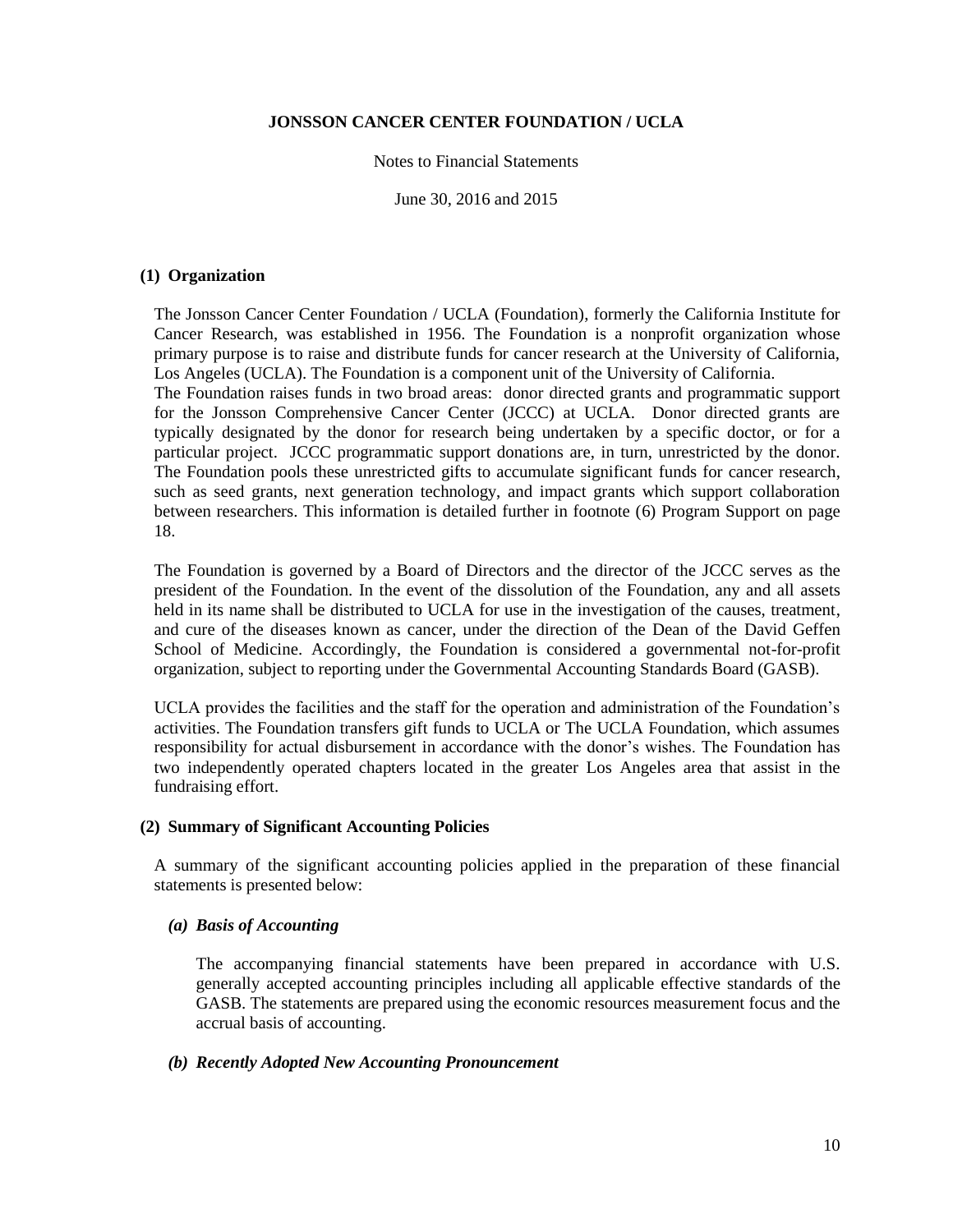# JONSSON CANCER CENTER FOUNDATION / UCLA

Notes to Financial Statements

June 30, 2016 and 2015

## (1) Organization

The Jonsson Cancer Center Foundation / UCLA (Foundation), formerly the California Institute for Cancer Research, was established in 1956. The Foundation is a nonprofit organization whose primary purpose is to raise and distribute funds for cancer research at the University of California, Los Angeles (UCLA). The Foundation is a component unit of the University of California.
The Foundation raises funds in two broad areas: donor directed grants and programmatic support for the Jonsson Comprehensive Cancer Center (JCCC) at UCLA. Donor directed grants are typically designated by the donor for research being undertaken by a specific doctor, or for a particular project. JCCC programmatic support donations are, in turn, unrestricted by the donor. The Foundation pools these unrestricted gifts to accumulate significant funds for cancer research, such as seed grants, next generation technology, and impact grants which support collaboration between researchers. This information is detailed further in footnote (6) Program Support on page 18.

The Foundation is governed by a Board of Directors and the director of the JCCC serves as the president of the Foundation. In the event of the dissolution of the Foundation, any and all assets held in its name shall be distributed to UCLA for use in the investigation of the causes, treatment, and cure of the diseases known as cancer, under the direction of the Dean of the David Geffen School of Medicine. Accordingly, the Foundation is considered a governmental not-for-profit organization, subject to reporting under the Governmental Accounting Standards Board (GASB).

UCLA provides the facilities and the staff for the operation and administration of the Foundation's activities. The Foundation transfers gift funds to UCLA or The UCLA Foundation, which assumes responsibility for actual disbursement in accordance with the donor's wishes. The Foundation has two independently operated chapters located in the greater Los Angeles area that assist in the fundraising effort.

## (2) Summary of Significant Accounting Policies

A summary of the significant accounting policies applied in the preparation of these financial statements is presented below:

### *(a) Basis of Accounting*

The accompanying financial statements have been prepared in accordance with U.S. generally accepted accounting principles including all applicable effective standards of the GASB. The statements are prepared using the economic resources measurement focus and the accrual basis of accounting.

### *(b) Recently Adopted New Accounting Pronouncement*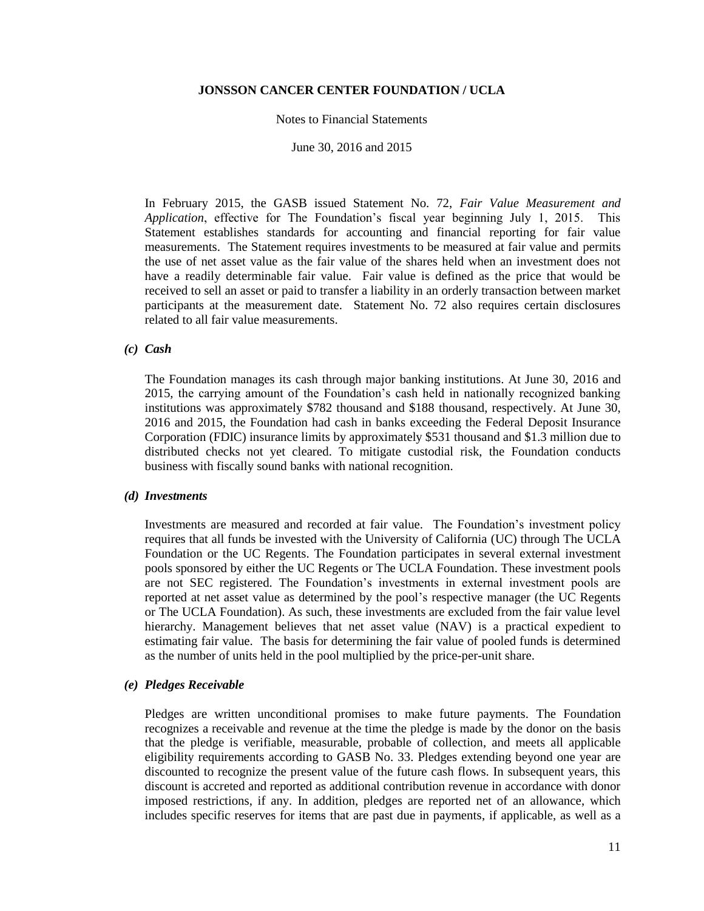In February 2015, the GASB issued Statement No. 72, *Fair Value Measurement and Application*, effective for The Foundation's fiscal year beginning July 1, 2015. This Statement establishes standards for accounting and financial reporting for fair value measurements. The Statement requires investments to be measured at fair value and permits the use of net asset value as the fair value of the shares held when an investment does not have a readily determinable fair value. Fair value is defined as the price that would be received to sell an asset or paid to transfer a liability in an orderly transaction between market participants at the measurement date. Statement No. 72 also requires certain disclosures related to all fair value measurements.

### *(c) Cash*

The Foundation manages its cash through major banking institutions. At June 30, 2016 and 2015, the carrying amount of the Foundation's cash held in nationally recognized banking institutions was approximately $782 thousand and $188 thousand, respectively. At June 30, 2016 and 2015, the Foundation had cash in banks exceeding the Federal Deposit Insurance Corporation (FDIC) insurance limits by approximately $531 thousand and $1.3 million due to distributed checks not yet cleared. To mitigate custodial risk, the Foundation conducts business with fiscally sound banks with national recognition.

### *(d) Investments*

Investments are measured and recorded at fair value. The Foundation's investment policy requires that all funds be invested with the University of California (UC) through The UCLA Foundation or the UC Regents. The Foundation participates in several external investment pools sponsored by either the UC Regents or The UCLA Foundation. These investment pools are not SEC registered. The Foundation's investments in external investment pools are reported at net asset value as determined by the pool's respective manager (the UC Regents or The UCLA Foundation). As such, these investments are excluded from the fair value level hierarchy. Management believes that net asset value (NAV) is a practical expedient to estimating fair value. The basis for determining the fair value of pooled funds is determined as the number of units held in the pool multiplied by the price-per-unit share.

### *(e) Pledges Receivable*

Pledges are written unconditional promises to make future payments. The Foundation recognizes a receivable and revenue at the time the pledge is made by the donor on the basis that the pledge is verifiable, measurable, probable of collection, and meets all applicable eligibility requirements according to GASB No. 33. Pledges extending beyond one year are discounted to recognize the present value of the future cash flows. In subsequent years, this discount is accreted and reported as additional contribution revenue in accordance with donor imposed restrictions, if any. In addition, pledges are reported net of an allowance, which includes specific reserves for items that are past due in payments, if applicable, as well as a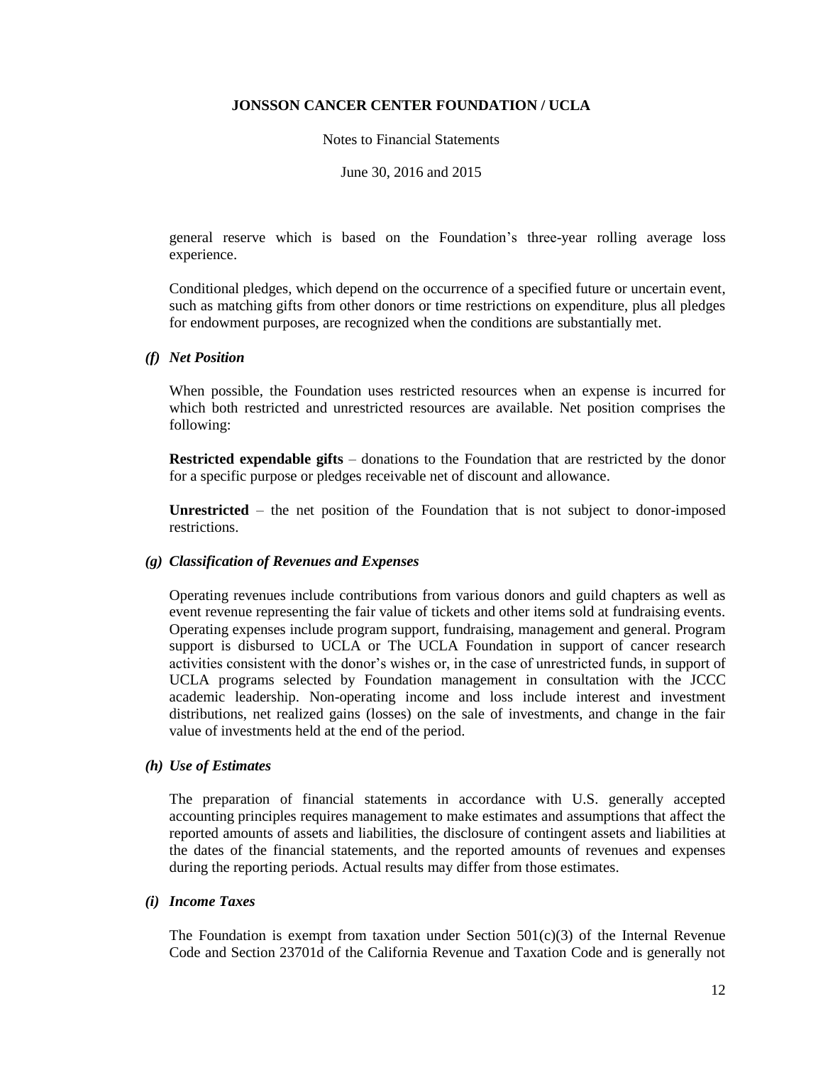general reserve which is based on the Foundation's three-year rolling average loss experience.

Conditional pledges, which depend on the occurrence of a specified future or uncertain event, such as matching gifts from other donors or time restrictions on expenditure, plus all pledges for endowment purposes, are recognized when the conditions are substantially met.

### *(f) Net Position*

When possible, the Foundation uses restricted resources when an expense is incurred for which both restricted and unrestricted resources are available. Net position comprises the following:

**Restricted expendable gifts** – donations to the Foundation that are restricted by the donor for a specific purpose or pledges receivable net of discount and allowance.

**Unrestricted** – the net position of the Foundation that is not subject to donor-imposed restrictions.

### *(g) Classification of Revenues and Expenses*

Operating revenues include contributions from various donors and guild chapters as well as event revenue representing the fair value of tickets and other items sold at fundraising events. Operating expenses include program support, fundraising, management and general. Program support is disbursed to UCLA or The UCLA Foundation in support of cancer research activities consistent with the donor's wishes or, in the case of unrestricted funds, in support of UCLA programs selected by Foundation management in consultation with the JCCC academic leadership. Non-operating income and loss include interest and investment distributions, net realized gains (losses) on the sale of investments, and change in the fair value of investments held at the end of the period.

### *(h) Use of Estimates*

The preparation of financial statements in accordance with U.S. generally accepted accounting principles requires management to make estimates and assumptions that affect the reported amounts of assets and liabilities, the disclosure of contingent assets and liabilities at the dates of the financial statements, and the reported amounts of revenues and expenses during the reporting periods. Actual results may differ from those estimates.

### *(i) Income Taxes*

The Foundation is exempt from taxation under Section 501(c)(3) of the Internal Revenue Code and Section 23701d of the California Revenue and Taxation Code and is generally not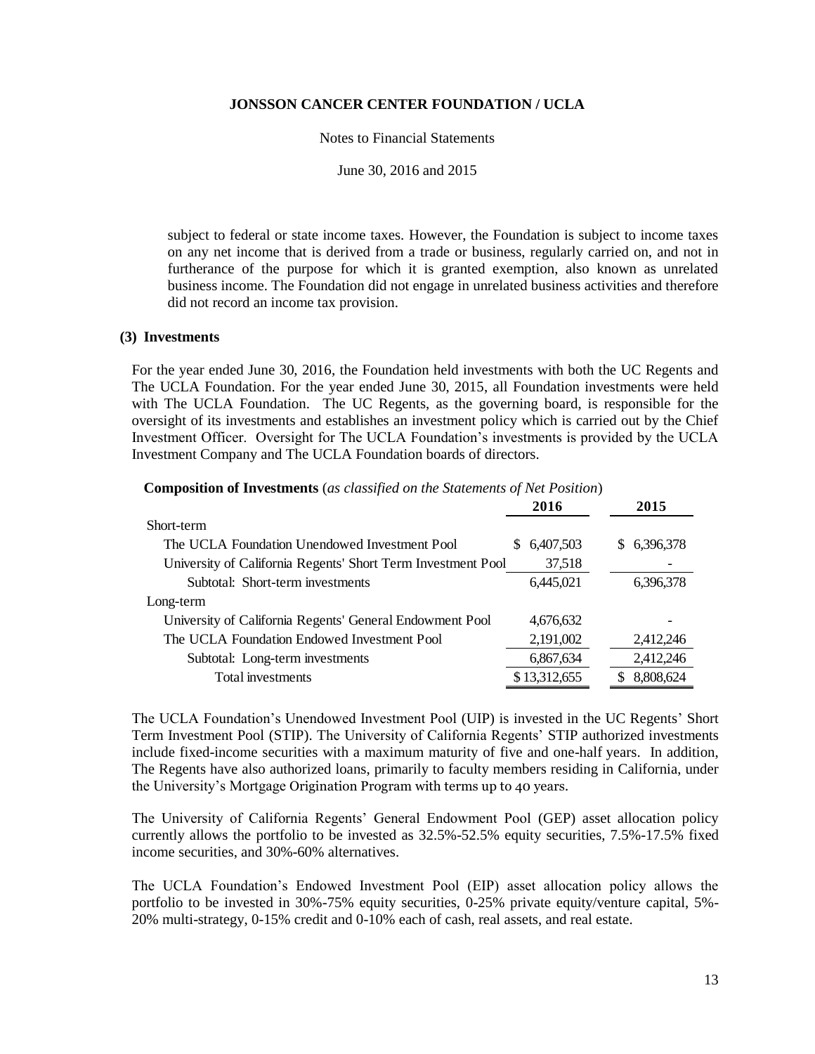subject to federal or state income taxes. However, the Foundation is subject to income taxes on any net income that is derived from a trade or business, regularly carried on, and not in furtherance of the purpose for which it is granted exemption, also known as unrelated business income. The Foundation did not engage in unrelated business activities and therefore did not record an income tax provision.

## (3) Investments

For the year ended June 30, 2016, the Foundation held investments with both the UC Regents and The UCLA Foundation. For the year ended June 30, 2015, all Foundation investments were held with The UCLA Foundation. The UC Regents, as the governing board, is responsible for the oversight of its investments and establishes an investment policy which is carried out by the Chief Investment Officer. Oversight for The UCLA Foundation's investments is provided by the UCLA Investment Company and The UCLA Foundation boards of directors.

**Composition of Investments** (*as classified on the Statements of Net Position*)

| | 2016 | 2015 |
|---|---|---|
| Short-term | | |
| The UCLA Foundation Unendowed Investment Pool | $ 6,407,503 | $ 6,396,378 |
| University of California Regents' Short Term Investment Pool | 37,518 | - |
| Subtotal: Short-term investments | 6,445,021 | 6,396,378 |
| Long-term | | |
| University of California Regents' General Endowment Pool | 4,676,632 | - |
| The UCLA Foundation Endowed Investment Pool | 2,191,002 | 2,412,246 |
| Subtotal: Long-term investments | 6,867,634 | 2,412,246 |
| Total investments | $ 13,312,655 | $ 8,808,624 |

The UCLA Foundation's Unendowed Investment Pool (UIP) is invested in the UC Regents' Short Term Investment Pool (STIP). The University of California Regents' STIP authorized investments include fixed-income securities with a maximum maturity of five and one-half years. In addition, The Regents have also authorized loans, primarily to faculty members residing in California, under the University's Mortgage Origination Program with terms up to 40 years.

The University of California Regents' General Endowment Pool (GEP) asset allocation policy currently allows the portfolio to be invested as 32.5%-52.5% equity securities, 7.5%-17.5% fixed income securities, and 30%-60% alternatives.

The UCLA Foundation's Endowed Investment Pool (EIP) asset allocation policy allows the portfolio to be invested in 30%-75% equity securities, 0-25% private equity/venture capital, 5%-20% multi-strategy, 0-15% credit and 0-10% each of cash, real assets, and real estate.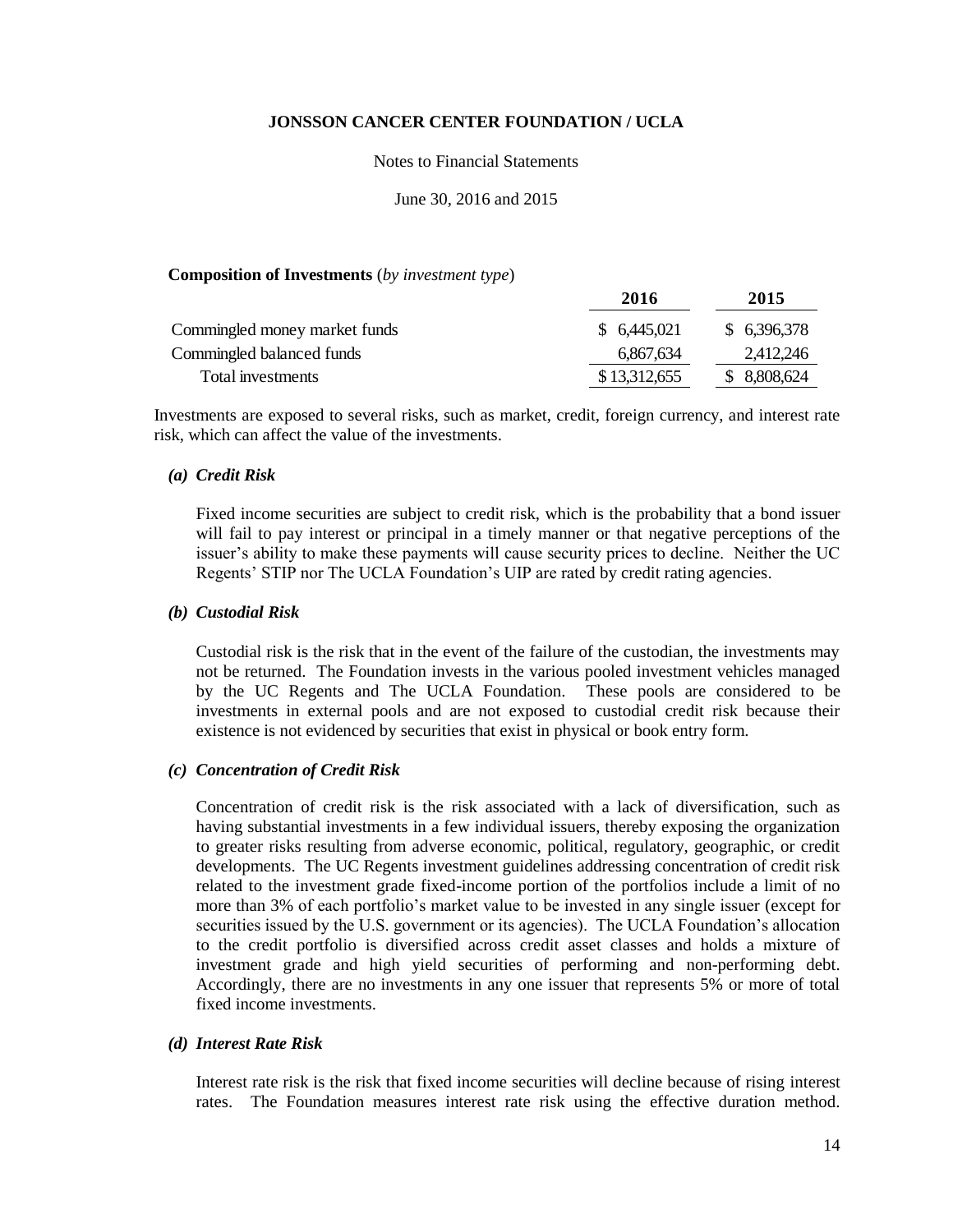**Composition of Investments** (*by investment type*)

| | 2016 | 2015 |
|---|---|---|
| Commingled money market funds | $ 6,445,021 | $ 6,396,378 |
| Commingled balanced funds | 6,867,634 | 2,412,246 |
| Total investments | $ 13,312,655 | $ 8,808,624 |

Investments are exposed to several risks, such as market, credit, foreign currency, and interest rate risk, which can affect the value of the investments.

***(a) Credit Risk***

Fixed income securities are subject to credit risk, which is the probability that a bond issuer will fail to pay interest or principal in a timely manner or that negative perceptions of the issuer's ability to make these payments will cause security prices to decline. Neither the UC Regents' STIP nor The UCLA Foundation's UIP are rated by credit rating agencies.

***(b) Custodial Risk***

Custodial risk is the risk that in the event of the failure of the custodian, the investments may not be returned. The Foundation invests in the various pooled investment vehicles managed by the UC Regents and The UCLA Foundation. These pools are considered to be investments in external pools and are not exposed to custodial credit risk because their existence is not evidenced by securities that exist in physical or book entry form.

***(c) Concentration of Credit Risk***

Concentration of credit risk is the risk associated with a lack of diversification, such as having substantial investments in a few individual issuers, thereby exposing the organization to greater risks resulting from adverse economic, political, regulatory, geographic, or credit developments. The UC Regents investment guidelines addressing concentration of credit risk related to the investment grade fixed-income portion of the portfolios include a limit of no more than 3% of each portfolio's market value to be invested in any single issuer (except for securities issued by the U.S. government or its agencies). The UCLA Foundation's allocation to the credit portfolio is diversified across credit asset classes and holds a mixture of investment grade and high yield securities of performing and non-performing debt. Accordingly, there are no investments in any one issuer that represents 5% or more of total fixed income investments.

***(d) Interest Rate Risk***

Interest rate risk is the risk that fixed income securities will decline because of rising interest rates. The Foundation measures interest rate risk using the effective duration method.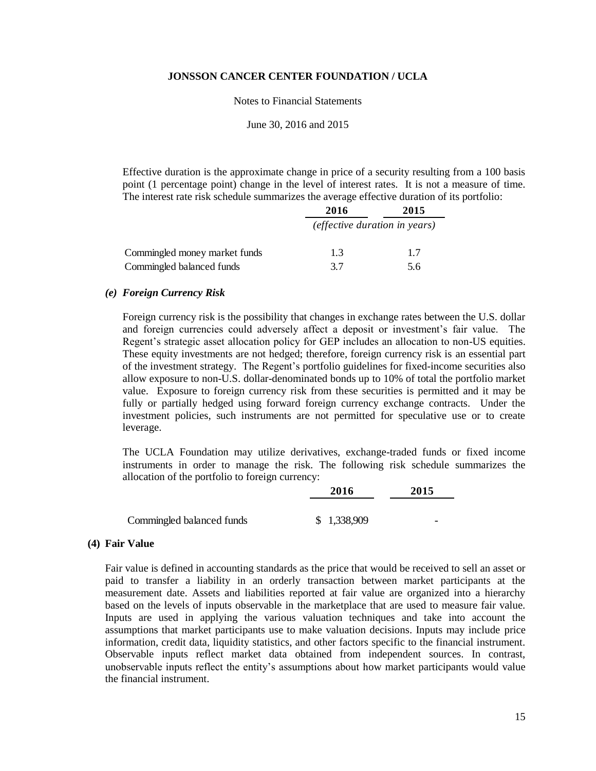Effective duration is the approximate change in price of a security resulting from a 100 basis point (1 percentage point) change in the level of interest rates. It is not a measure of time. The interest rate risk schedule summarizes the average effective duration of its portfolio:

| | 2016 | 2015 |
|---|---|---|
| | *(effective duration in years)* | |
| Commingled money market funds | 1.3 | 1.7 |
| Commingled balanced funds | 3.7 | 5.6 |

### *(e) Foreign Currency Risk*

Foreign currency risk is the possibility that changes in exchange rates between the U.S. dollar and foreign currencies could adversely affect a deposit or investment's fair value. The Regent's strategic asset allocation policy for GEP includes an allocation to non-US equities. These equity investments are not hedged; therefore, foreign currency risk is an essential part of the investment strategy. The Regent's portfolio guidelines for fixed-income securities also allow exposure to non-U.S. dollar-denominated bonds up to 10% of total the portfolio market value. Exposure to foreign currency risk from these securities is permitted and it may be fully or partially hedged using forward foreign currency exchange contracts. Under the investment policies, such instruments are not permitted for speculative use or to create leverage.

The UCLA Foundation may utilize derivatives, exchange-traded funds or fixed income instruments in order to manage the risk. The following risk schedule summarizes the allocation of the portfolio to foreign currency:

| | 2016 | 2015 |
|---|---|---|
| Commingled balanced funds | $ 1,338,909 | - |

## (4) Fair Value

Fair value is defined in accounting standards as the price that would be received to sell an asset or paid to transfer a liability in an orderly transaction between market participants at the measurement date. Assets and liabilities reported at fair value are organized into a hierarchy based on the levels of inputs observable in the marketplace that are used to measure fair value. Inputs are used in applying the various valuation techniques and take into account the assumptions that market participants use to make valuation decisions. Inputs may include price information, credit data, liquidity statistics, and other factors specific to the financial instrument. Observable inputs reflect market data obtained from independent sources. In contrast, unobservable inputs reflect the entity's assumptions about how market participants would value the financial instrument.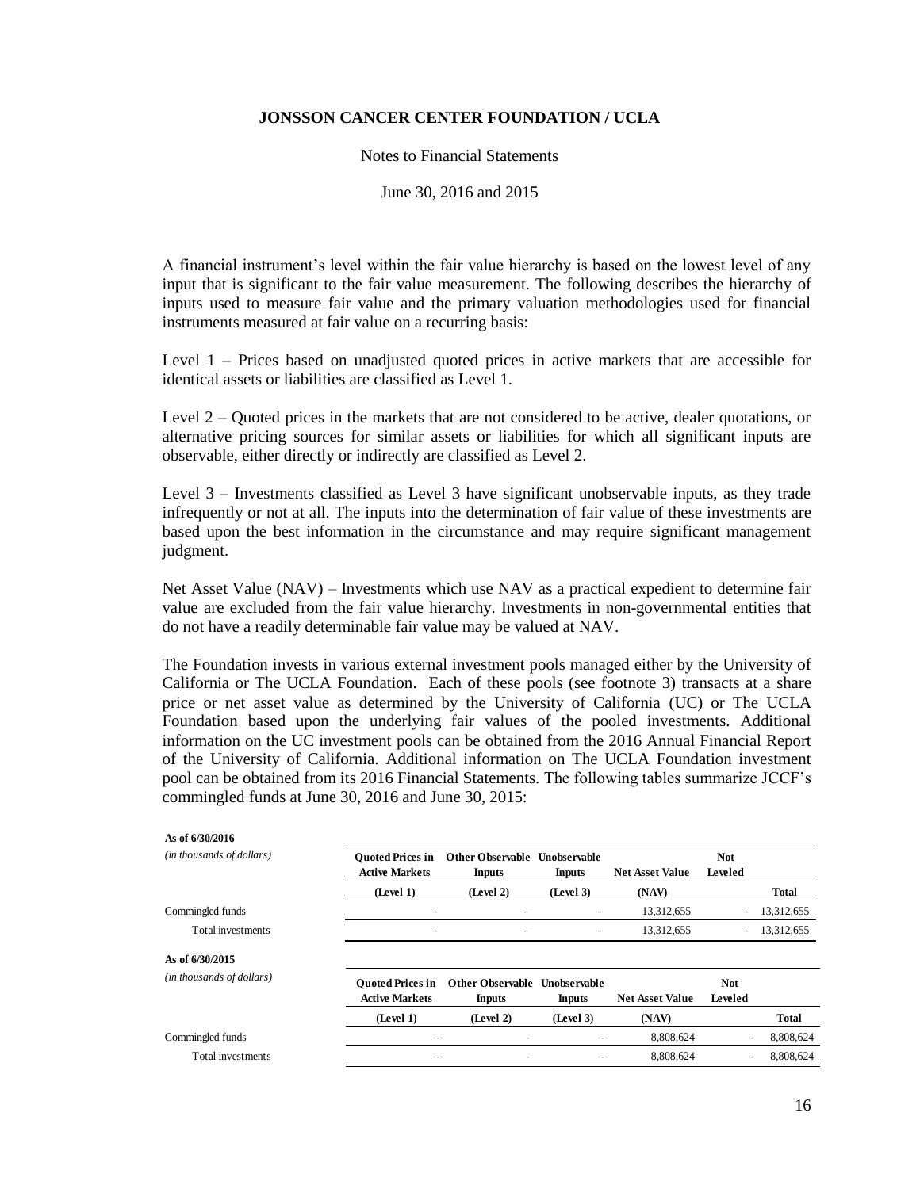A financial instrument's level within the fair value hierarchy is based on the lowest level of any input that is significant to the fair value measurement. The following describes the hierarchy of inputs used to measure fair value and the primary valuation methodologies used for financial instruments measured at fair value on a recurring basis:

Level 1 – Prices based on unadjusted quoted prices in active markets that are accessible for identical assets or liabilities are classified as Level 1.

Level 2 – Quoted prices in the markets that are not considered to be active, dealer quotations, or alternative pricing sources for similar assets or liabilities for which all significant inputs are observable, either directly or indirectly are classified as Level 2.

Level 3 – Investments classified as Level 3 have significant unobservable inputs, as they trade infrequently or not at all. The inputs into the determination of fair value of these investments are based upon the best information in the circumstance and may require significant management judgment.

Net Asset Value (NAV) – Investments which use NAV as a practical expedient to determine fair value are excluded from the fair value hierarchy. Investments in non-governmental entities that do not have a readily determinable fair value may be valued at NAV.

The Foundation invests in various external investment pools managed either by the University of California or The UCLA Foundation. Each of these pools (see footnote 3) transacts at a share price or net asset value as determined by the University of California (UC) or The UCLA Foundation based upon the underlying fair values of the pooled investments. Additional information on the UC investment pools can be obtained from the 2016 Annual Financial Report of the University of California. Additional information on The UCLA Foundation investment pool can be obtained from its 2016 Financial Statements. The following tables summarize JCCF's commingled funds at June 30, 2016 and June 30, 2015:

**As of 6/30/2016**

| *(in thousands of dollars)* | Quoted Prices in Active Markets (Level 1) | Other Observable Inputs (Level 2) | Unobservable Inputs (Level 3) | Net Asset Value (NAV) | Not Leveled | Total |
|---|---|---|---|---|---|---|
| Commingled funds | - | - | - | 13,312,655 | - | 13,312,655 |
| Total investments | - | - | - | 13,312,655 | - | 13,312,655 |

**As of 6/30/2015**

| *(in thousands of dollars)* | Quoted Prices in Active Markets (Level 1) | Other Observable Inputs (Level 2) | Unobservable Inputs (Level 3) | Net Asset Value (NAV) | Not Leveled | Total |
|---|---|---|---|---|---|---|
| Commingled funds | - | - | - | 8,808,624 | - | 8,808,624 |
| Total investments | - | - | - | 8,808,624 | - | 8,808,624 |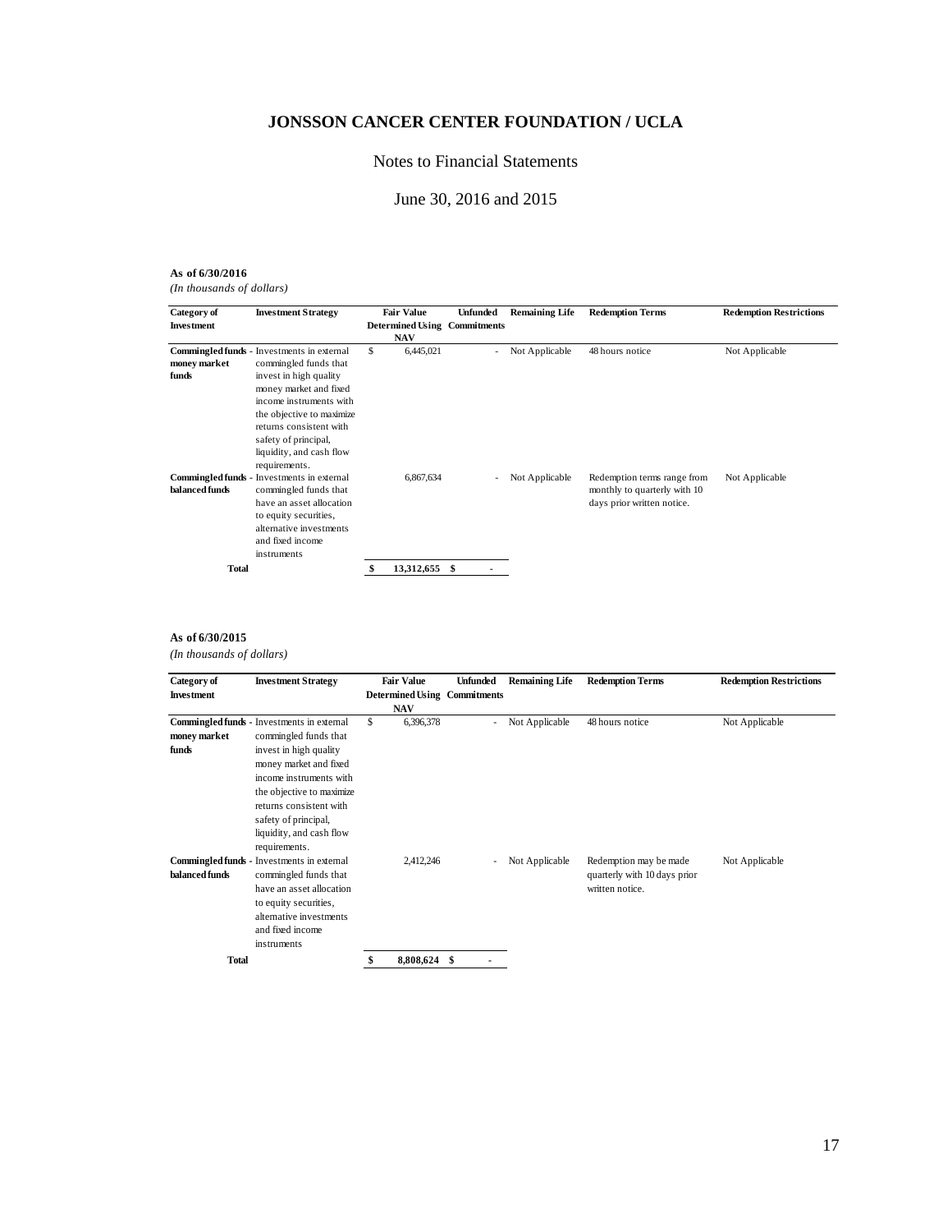# JONSSON CANCER CENTER FOUNDATION / UCLA

Notes to Financial Statements

June 30, 2016 and 2015

**As of 6/30/2016**

*(In thousands of dollars)*

| Category of Investment | Investment Strategy | Fair Value Determined Using NAV | Unfunded Commitments | Remaining Life | Redemption Terms | Redemption Restrictions |
|---|---|---|---|---|---|---|
| **Commingled funds - money market funds** | Investments in external commingled funds that invest in high quality money market and fixed income instruments with the objective to maximize returns consistent with safety of principal, liquidity, and cash flow requirements. | $ 6,445,021 | - | Not Applicable | 48 hours notice | Not Applicable |
| **Commingled funds - balanced funds** | Investments in external commingled funds that have an asset allocation to equity securities, alternative investments and fixed income instruments | 6,867,634 | - | Not Applicable | Redemption terms range from monthly to quarterly with 10 days prior written notice. | Not Applicable |
| **Total** | | **$ 13,312,655** | **$ -** | | | |

**As of 6/30/2015**

*(In thousands of dollars)*

| Category of Investment | Investment Strategy | Fair Value Determined Using NAV | Unfunded Commitments | Remaining Life | Redemption Terms | Redemption Restrictions |
|---|---|---|---|---|---|---|
| **Commingled funds - money market funds** | Investments in external commingled funds that invest in high quality money market and fixed income instruments with the objective to maximize returns consistent with safety of principal, liquidity, and cash flow requirements. | $ 6,396,378 | - | Not Applicable | 48 hours notice | Not Applicable |
| **Commingled funds - balanced funds** | Investments in external commingled funds that have an asset allocation to equity securities, alternative investments and fixed income instruments | 2,412,246 | - | Not Applicable | Redemption may be made quarterly with 10 days prior written notice. | Not Applicable |
| **Total** | | **$ 8,808,624** | **$ -** | | | |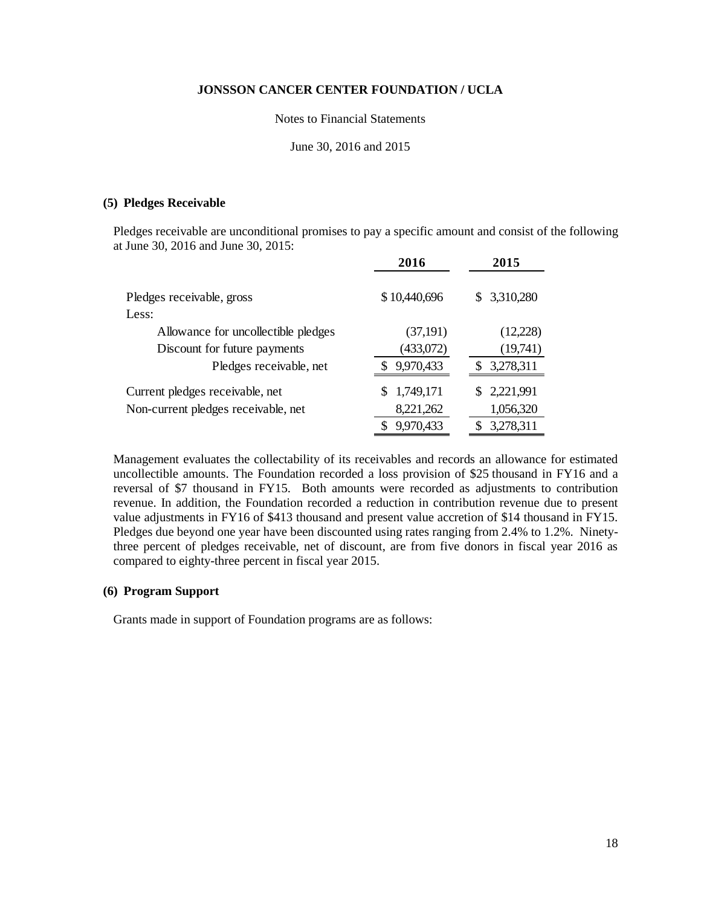# JONSSON CANCER CENTER FOUNDATION / UCLA

Notes to Financial Statements

June 30, 2016 and 2015

## (5) Pledges Receivable

Pledges receivable are unconditional promises to pay a specific amount and consist of the following at June 30, 2016 and June 30, 2015:

| | 2016 | 2015 |
|---|---|---|
| Pledges receivable, gross | $ 10,440,696 | $ 3,310,280 |
| Less: | | |
| Allowance for uncollectible pledges | (37,191) | (12,228) |
| Discount for future payments | (433,072) | (19,741) |
| Pledges receivable, net | $ 9,970,433 | $ 3,278,311 |
| Current pledges receivable, net | $ 1,749,171 | $ 2,221,991 |
| Non-current pledges receivable, net | 8,221,262 | 1,056,320 |
| | $ 9,970,433 | $ 3,278,311 |

Management evaluates the collectability of its receivables and records an allowance for estimated uncollectible amounts. The Foundation recorded a loss provision of $25 thousand in FY16 and a reversal of $7 thousand in FY15. Both amounts were recorded as adjustments to contribution revenue. In addition, the Foundation recorded a reduction in contribution revenue due to present value adjustments in FY16 of $413 thousand and present value accretion of $14 thousand in FY15. Pledges due beyond one year have been discounted using rates ranging from 2.4% to 1.2%. Ninety-three percent of pledges receivable, net of discount, are from five donors in fiscal year 2016 as compared to eighty-three percent in fiscal year 2015.

## (6) Program Support

Grants made in support of Foundation programs are as follows: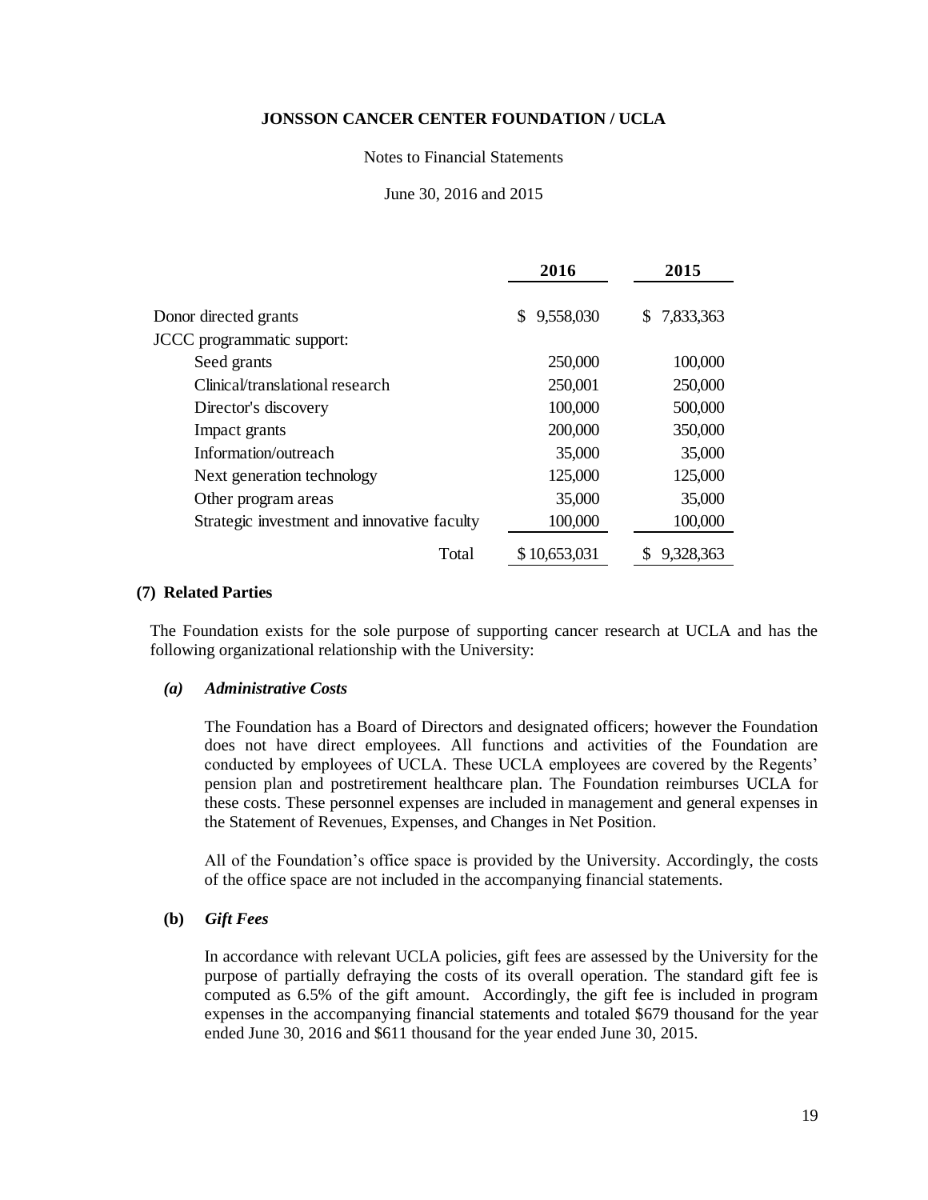| | 2016 | 2015 |
|---|---|---|
| Donor directed grants | $ 9,558,030 | $ 7,833,363 |
| JCCC programmatic support: | | |
| Seed grants | 250,000 | 100,000 |
| Clinical/translational research | 250,001 | 250,000 |
| Director's discovery | 100,000 | 500,000 |
| Impact grants | 200,000 | 350,000 |
| Information/outreach | 35,000 | 35,000 |
| Next generation technology | 125,000 | 125,000 |
| Other program areas | 35,000 | 35,000 |
| Strategic investment and innovative faculty | 100,000 | 100,000 |
| Total | $ 10,653,031 | $ 9,328,363 |

## (7) Related Parties

The Foundation exists for the sole purpose of supporting cancer research at UCLA and has the following organizational relationship with the University:

### *(a) Administrative Costs*

The Foundation has a Board of Directors and designated officers; however the Foundation does not have direct employees. All functions and activities of the Foundation are conducted by employees of UCLA. These UCLA employees are covered by the Regents' pension plan and postretirement healthcare plan. The Foundation reimburses UCLA for these costs. These personnel expenses are included in management and general expenses in the Statement of Revenues, Expenses, and Changes in Net Position.

All of the Foundation's office space is provided by the University. Accordingly, the costs of the office space are not included in the accompanying financial statements.

### (b) *Gift Fees*

In accordance with relevant UCLA policies, gift fees are assessed by the University for the purpose of partially defraying the costs of its overall operation. The standard gift fee is computed as 6.5% of the gift amount. Accordingly, the gift fee is included in program expenses in the accompanying financial statements and totaled $679 thousand for the year ended June 30, 2016 and $611 thousand for the year ended June 30, 2015.